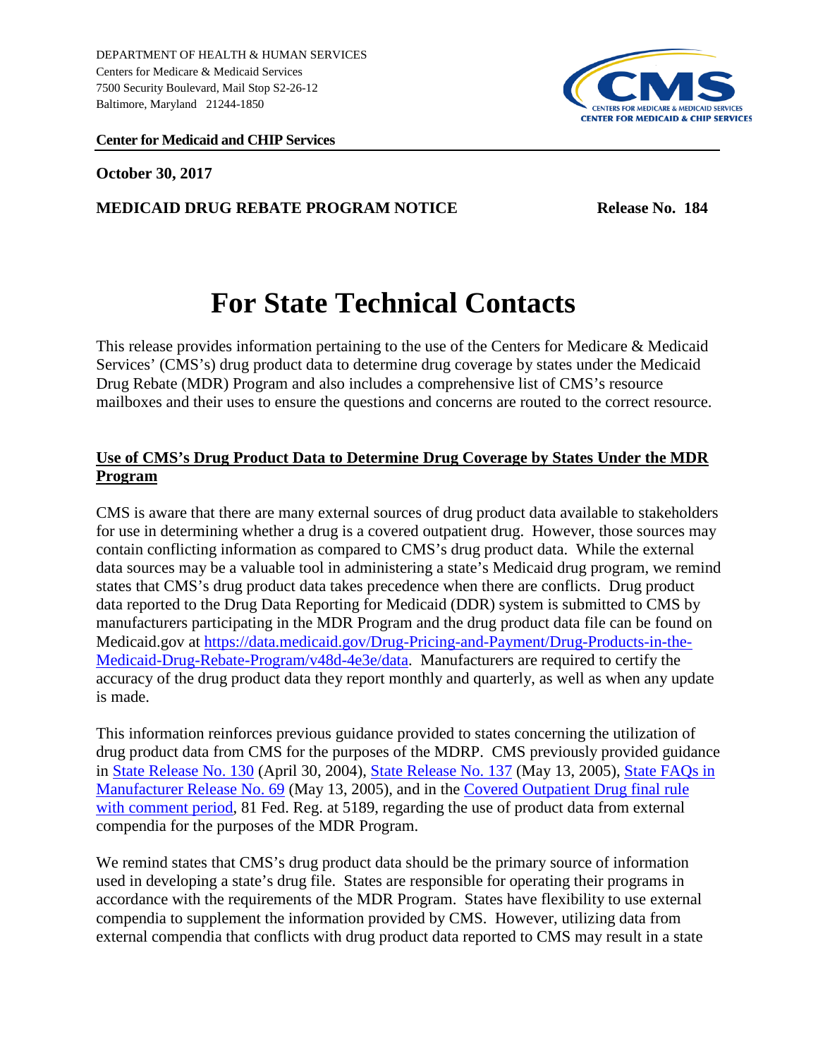DEPARTMENT OF HEALTH & HUMAN SERVICES
Centers for Medicare & Medicaid Services
7500 Security Boulevard, Mail Stop S2-26-12
Baltimore, Maryland 21244-1850

**Center for Medicaid and CHIP Services**

**October 30, 2017**

**MEDICAID DRUG REBATE PROGRAM NOTICE** **Release No. 184**

# For State Technical Contacts

This release provides information pertaining to the use of the Centers for Medicare & Medicaid Services' (CMS's) drug product data to determine drug coverage by states under the Medicaid Drug Rebate (MDR) Program and also includes a comprehensive list of CMS's resource mailboxes and their uses to ensure the questions and concerns are routed to the correct resource.

## Use of CMS's Drug Product Data to Determine Drug Coverage by States Under the MDR Program

CMS is aware that there are many external sources of drug product data available to stakeholders for use in determining whether a drug is a covered outpatient drug. However, those sources may contain conflicting information as compared to CMS's drug product data. While the external data sources may be a valuable tool in administering a state's Medicaid drug program, we remind states that CMS's drug product data takes precedence when there are conflicts. Drug product data reported to the Drug Data Reporting for Medicaid (DDR) system is submitted to CMS by manufacturers participating in the MDR Program and the drug product data file can be found on Medicaid.gov at https://data.medicaid.gov/Drug-Pricing-and-Payment/Drug-Products-in-the-Medicaid-Drug-Rebate-Program/v48d-4e3e/data. Manufacturers are required to certify the accuracy of the drug product data they report monthly and quarterly, as well as when any update is made.

This information reinforces previous guidance provided to states concerning the utilization of drug product data from CMS for the purposes of the MDRP. CMS previously provided guidance in State Release No. 130 (April 30, 2004), State Release No. 137 (May 13, 2005), State FAQs in Manufacturer Release No. 69 (May 13, 2005), and in the Covered Outpatient Drug final rule with comment period, 81 Fed. Reg. at 5189, regarding the use of product data from external compendia for the purposes of the MDR Program.

We remind states that CMS's drug product data should be the primary source of information used in developing a state's drug file. States are responsible for operating their programs in accordance with the requirements of the MDR Program. States have flexibility to use external compendia to supplement the information provided by CMS. However, utilizing data from external compendia that conflicts with drug product data reported to CMS may result in a state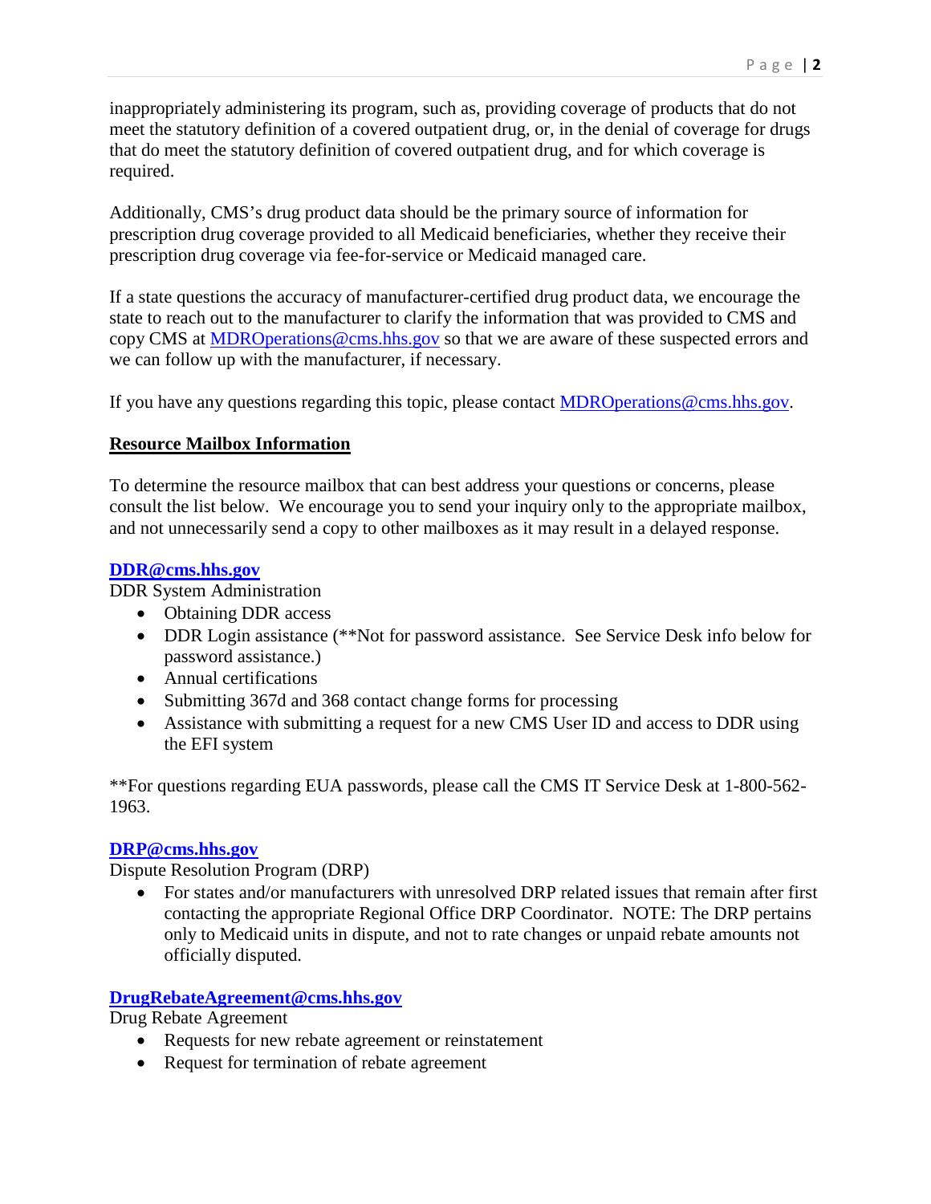inappropriately administering its program, such as, providing coverage of products that do not meet the statutory definition of a covered outpatient drug, or, in the denial of coverage for drugs that do meet the statutory definition of covered outpatient drug, and for which coverage is required.

Additionally, CMS's drug product data should be the primary source of information for prescription drug coverage provided to all Medicaid beneficiaries, whether they receive their prescription drug coverage via fee-for-service or Medicaid managed care.

If a state questions the accuracy of manufacturer-certified drug product data, we encourage the state to reach out to the manufacturer to clarify the information that was provided to CMS and copy CMS at MDROperations@cms.hhs.gov so that we are aware of these suspected errors and we can follow up with the manufacturer, if necessary.

If you have any questions regarding this topic, please contact MDROperations@cms.hhs.gov.

## Resource Mailbox Information

To determine the resource mailbox that can best address your questions or concerns, please consult the list below. We encourage you to send your inquiry only to the appropriate mailbox, and not unnecessarily send a copy to other mailboxes as it may result in a delayed response.

**DDR@cms.hhs.gov**

DDR System Administration

- Obtaining DDR access
- DDR Login assistance (**Not for password assistance. See Service Desk info below for password assistance.)
- Annual certifications
- Submitting 367d and 368 contact change forms for processing
- Assistance with submitting a request for a new CMS User ID and access to DDR using the EFI system

**For questions regarding EUA passwords, please call the CMS IT Service Desk at 1-800-562-1963.

**DRP@cms.hhs.gov**

Dispute Resolution Program (DRP)

- For states and/or manufacturers with unresolved DRP related issues that remain after first contacting the appropriate Regional Office DRP Coordinator. NOTE: The DRP pertains only to Medicaid units in dispute, and not to rate changes or unpaid rebate amounts not officially disputed.

**DrugRebateAgreement@cms.hhs.gov**

Drug Rebate Agreement

- Requests for new rebate agreement or reinstatement
- Request for termination of rebate agreement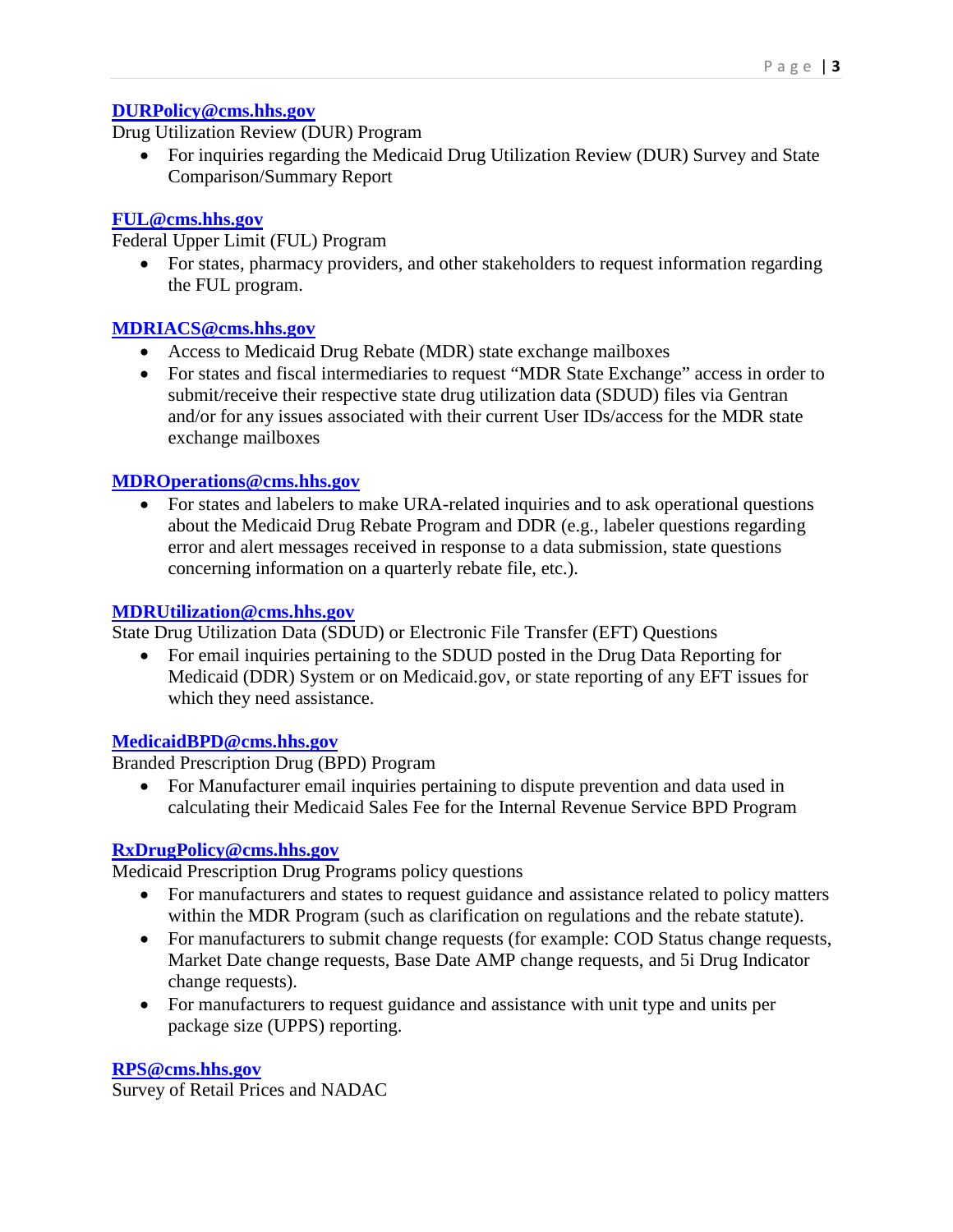**[DURPolicy@cms.hhs.gov](mailto:DURPolicy@cms.hhs.gov)**
Drug Utilization Review (DUR) Program

- For inquiries regarding the Medicaid Drug Utilization Review (DUR) Survey and State Comparison/Summary Report

**[FUL@cms.hhs.gov](mailto:FUL@cms.hhs.gov)**
Federal Upper Limit (FUL) Program

- For states, pharmacy providers, and other stakeholders to request information regarding the FUL program.

**[MDRIACS@cms.hhs.gov](mailto:MDRIACS@cms.hhs.gov)**

- Access to Medicaid Drug Rebate (MDR) state exchange mailboxes
- For states and fiscal intermediaries to request "MDR State Exchange" access in order to submit/receive their respective state drug utilization data (SDUD) files via Gentran and/or for any issues associated with their current User IDs/access for the MDR state exchange mailboxes

**[MDROperations@cms.hhs.gov](mailto:MDROperations@cms.hhs.gov)**

- For states and labelers to make URA-related inquiries and to ask operational questions about the Medicaid Drug Rebate Program and DDR (e.g., labeler questions regarding error and alert messages received in response to a data submission, state questions concerning information on a quarterly rebate file, etc.).

**[MDRUtilization@cms.hhs.gov](mailto:MDRUtilization@cms.hhs.gov)**
State Drug Utilization Data (SDUD) or Electronic File Transfer (EFT) Questions

- For email inquiries pertaining to the SDUD posted in the Drug Data Reporting for Medicaid (DDR) System or on Medicaid.gov, or state reporting of any EFT issues for which they need assistance.

**[MedicaidBPD@cms.hhs.gov](mailto:MedicaidBPD@cms.hhs.gov)**
Branded Prescription Drug (BPD) Program

- For Manufacturer email inquiries pertaining to dispute prevention and data used in calculating their Medicaid Sales Fee for the Internal Revenue Service BPD Program

**[RxDrugPolicy@cms.hhs.gov](mailto:RxDrugPolicy@cms.hhs.gov)**
Medicaid Prescription Drug Programs policy questions

- For manufacturers and states to request guidance and assistance related to policy matters within the MDR Program (such as clarification on regulations and the rebate statute).
- For manufacturers to submit change requests (for example: COD Status change requests, Market Date change requests, Base Date AMP change requests, and 5i Drug Indicator change requests).
- For manufacturers to request guidance and assistance with unit type and units per package size (UPPS) reporting.

**[RPS@cms.hhs.gov](mailto:RPS@cms.hhs.gov)**
Survey of Retail Prices and NADAC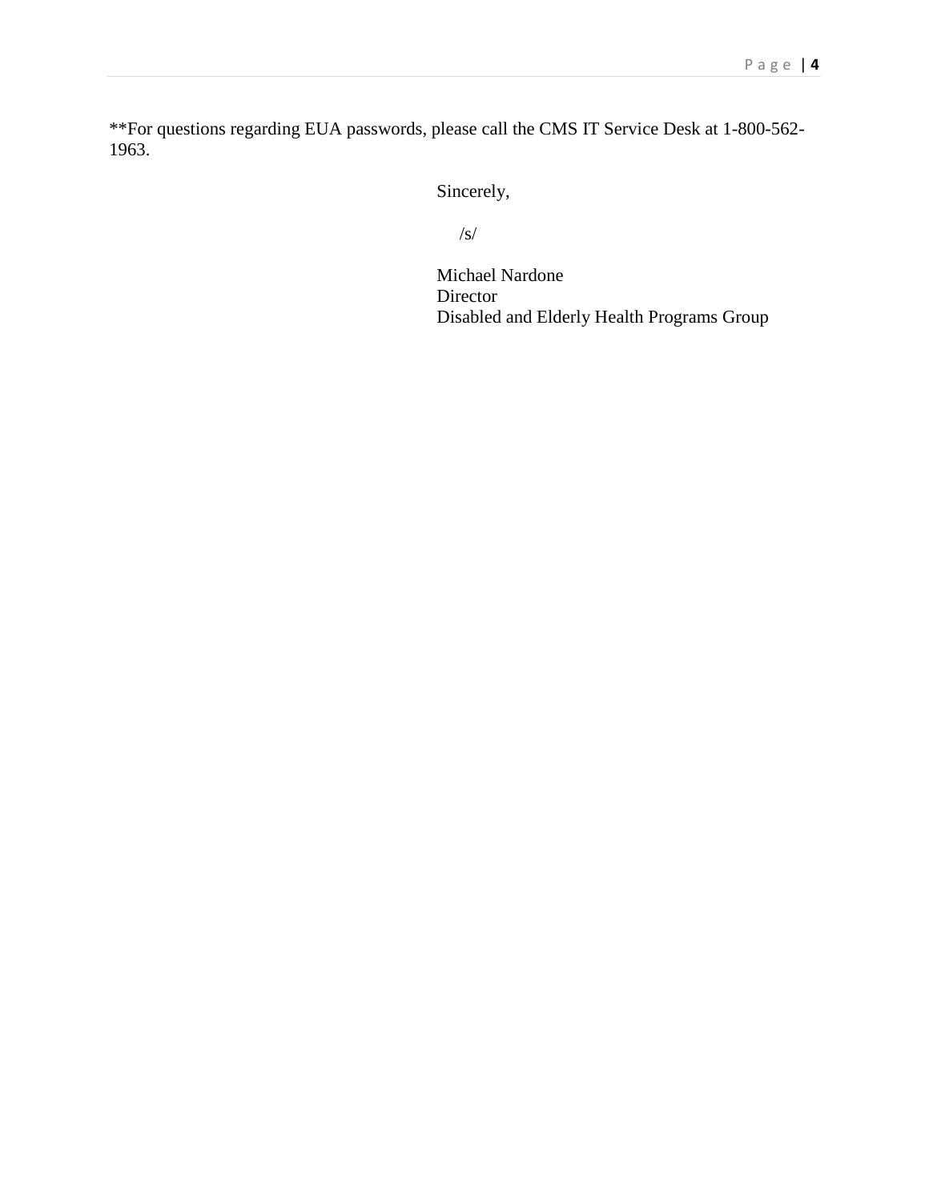**For questions regarding EUA passwords, please call the CMS IT Service Desk at 1-800-562-1963.

Sincerely,

/s/

Michael Nardone  
Director  
Disabled and Elderly Health Programs Group